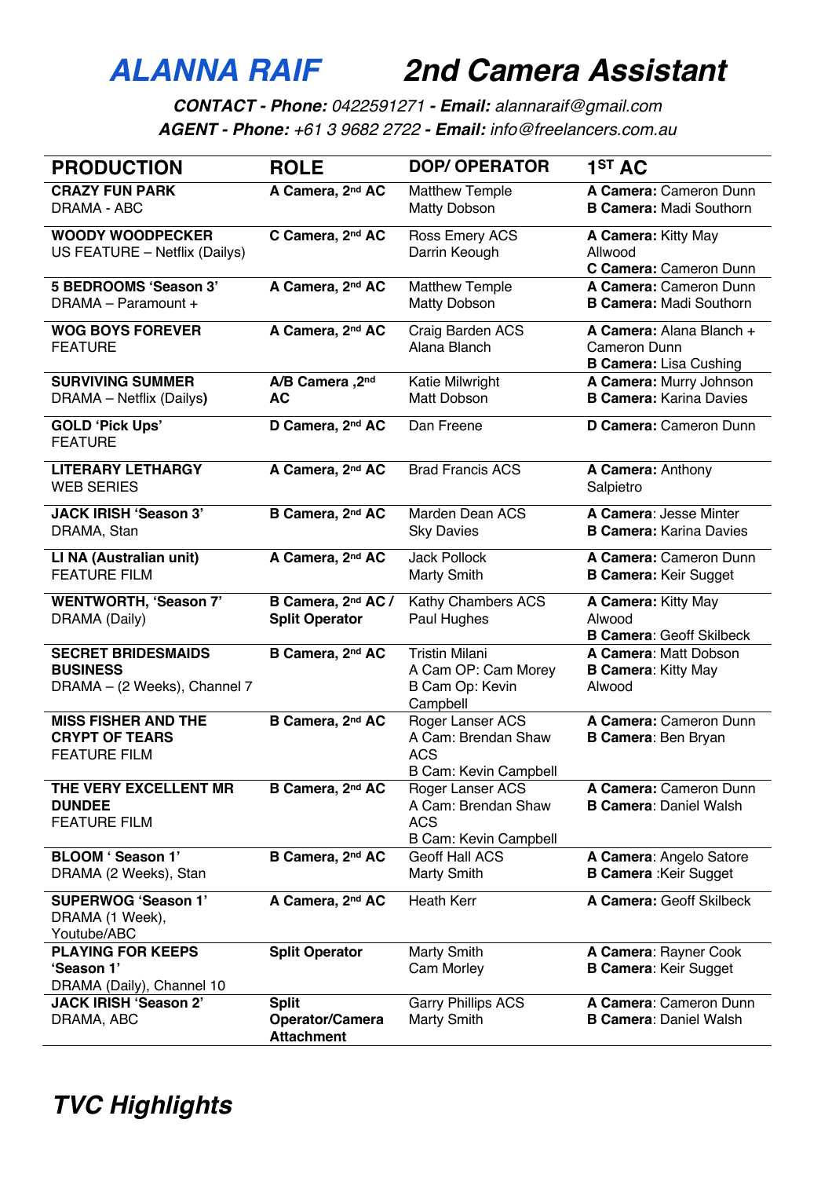# *ALANNA RAIF* *2nd Camera Assistant*

***CONTACT - Phone:*** *0422591271* ***- Email:*** *alannaraif@gmail.com*
***AGENT - Phone:*** *+61 3 9682 2722* ***- Email:*** *info@freelancers.com.au*

| PRODUCTION | ROLE | DOP/ OPERATOR | 1ST AC |
|---|---|---|---|
| **CRAZY FUN PARK** DRAMA - ABC | **A Camera, 2nd AC** | Matthew Temple Matty Dobson | **A Camera:** Cameron Dunn **B Camera:** Madi Southorn |
| **WOODY WOODPECKER** US FEATURE – Netflix (Dailys) | **C Camera, 2nd AC** | Ross Emery ACS Darrin Keough | **A Camera:** Kitty May Allwood **C Camera:** Cameron Dunn |
| **5 BEDROOMS 'Season 3'** DRAMA – Paramount + | **A Camera, 2nd AC** | Matthew Temple Matty Dobson | **A Camera:** Cameron Dunn **B Camera:** Madi Southorn |
| **WOG BOYS FOREVER** FEATURE | **A Camera, 2nd AC** | Craig Barden ACS Alana Blanch | **A Camera:** Alana Blanch + Cameron Dunn **B Camera:** Lisa Cushing |
| **SURVIVING SUMMER** DRAMA – Netflix (Dailys**)** | **A/B Camera ,2nd AC** | Katie Milwright Matt Dobson | **A Camera:** Murry Johnson **B Camera:** Karina Davies |
| **GOLD 'Pick Ups'** FEATURE | **D Camera, 2nd AC** | Dan Freene | **D Camera:** Cameron Dunn |
| **LITERARY LETHARGY** WEB SERIES | **A Camera, 2nd AC** | Brad Francis ACS | **A Camera:** Anthony Salpietro |
| **JACK IRISH 'Season 3'** DRAMA, Stan | **B Camera, 2nd AC** | Marden Dean ACS Sky Davies | **A Camera**: Jesse Minter **B Camera:** Karina Davies |
| **LI NA (Australian unit)** FEATURE FILM | **A Camera, 2nd AC** | Jack Pollock Marty Smith | **A Camera:** Cameron Dunn **B Camera:** Keir Sugget |
| **WENTWORTH, 'Season 7'** DRAMA (Daily) | **B Camera, 2nd AC / Split Operator** | Kathy Chambers ACS Paul Hughes | **A Camera:** Kitty May Alwood **B Camera**: Geoff Skilbeck |
| **SECRET BRIDESMAIDS BUSINESS** DRAMA – (2 Weeks), Channel 7 | **B Camera, 2nd AC** | Tristin Milani A Cam OP: Cam Morey B Cam Op: Kevin Campbell | **A Camera**: Matt Dobson **B Camera**: Kitty May Alwood |
| **MISS FISHER AND THE CRYPT OF TEARS** FEATURE FILM | **B Camera, 2nd AC** | Roger Lanser ACS A Cam: Brendan Shaw ACS B Cam: Kevin Campbell | **A Camera:** Cameron Dunn **B Camera**: Ben Bryan |
| **THE VERY EXCELLENT MR DUNDEE** FEATURE FILM | **B Camera, 2nd AC** | Roger Lanser ACS A Cam: Brendan Shaw ACS B Cam: Kevin Campbell | **A Camera:** Cameron Dunn **B Camera**: Daniel Walsh |
| **BLOOM ' Season 1'** DRAMA (2 Weeks), Stan | **B Camera, 2nd AC** | Geoff Hall ACS Marty Smith | **A Camera**: Angelo Satore **B Camera** :Keir Sugget |
| **SUPERWOG 'Season 1'** DRAMA (1 Week), Youtube/ABC | **A Camera, 2nd AC** | Heath Kerr | **A Camera:** Geoff Skilbeck |
| **PLAYING FOR KEEPS 'Season 1'** DRAMA (Daily), Channel 10 | **Split Operator** | Marty Smith Cam Morley | **A Camera**: Rayner Cook **B Camera**: Keir Sugget |
| **JACK IRISH 'Season 2'** DRAMA, ABC | **Split Operator/Camera Attachment** | Garry Phillips ACS Marty Smith | **A Camera**: Cameron Dunn **B Camera**: Daniel Walsh |

## *TVC Highlights*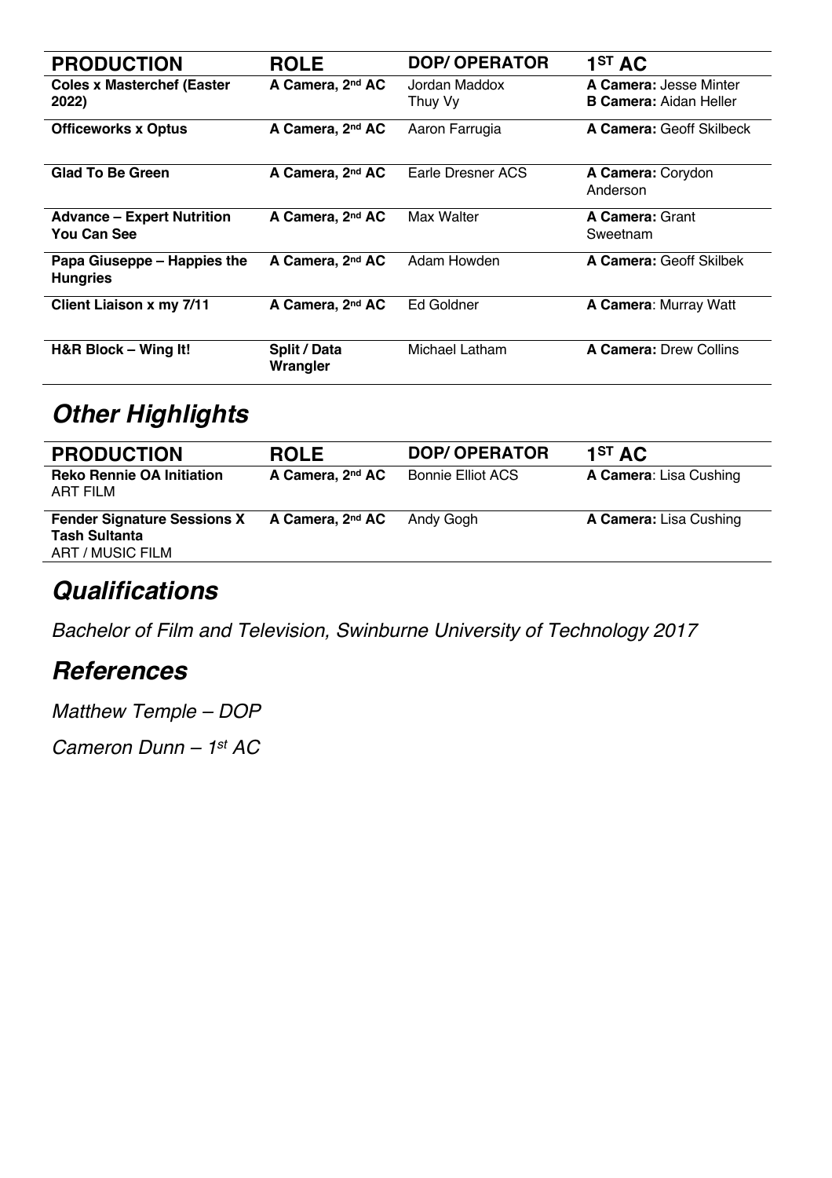| PRODUCTION | ROLE | DOP/ OPERATOR | 1ST AC |
| --- | --- | --- | --- |
| **Coles x Masterchef (Easter 2022)** | **A Camera, 2nd AC** | Jordan Maddox<br>Thuy Vy | **A Camera:** Jesse Minter<br>**B Camera:** Aidan Heller |
| **Officeworks x Optus** | **A Camera, 2nd AC** | Aaron Farrugia | **A Camera:** Geoff Skilbeck |
| **Glad To Be Green** | **A Camera, 2nd AC** | Earle Dresner ACS | **A Camera:** Corydon Anderson |
| **Advance – Expert Nutrition You Can See** | **A Camera, 2nd AC** | Max Walter | **A Camera:** Grant Sweetnam |
| **Papa Giuseppe – Happies the Hungries** | **A Camera, 2nd AC** | Adam Howden | **A Camera:** Geoff Skilbek |
| **Client Liaison x my 7/11** | **A Camera, 2nd AC** | Ed Goldner | **A Camera**: Murray Watt |
| **H&R Block – Wing It!** | **Split / Data Wrangler** | Michael Latham | **A Camera:** Drew Collins |

## *Other Highlights*

| PRODUCTION | ROLE | DOP/ OPERATOR | 1ST AC |
| --- | --- | --- | --- |
| **Reko Rennie OA Initiation**<br>ART FILM | **A Camera, 2nd AC** | Bonnie Elliot ACS | **A Camera**: Lisa Cushing |
| **Fender Signature Sessions X Tash Sultanta**<br>ART / MUSIC FILM | **A Camera, 2nd AC** | Andy Gogh | **A Camera:** Lisa Cushing |

## *Qualifications*

*Bachelor of Film and Television, Swinburne University of Technology 2017*

## *References*

*Matthew Temple – DOP*

*Cameron Dunn – 1st AC*